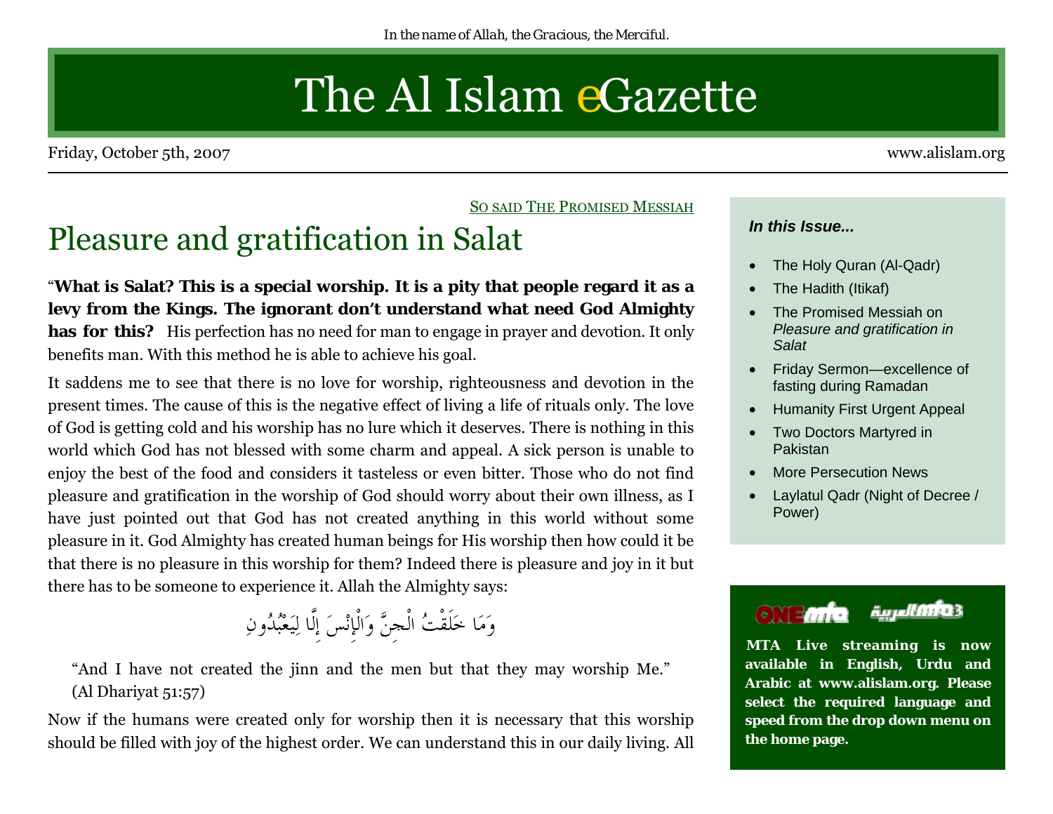*In the name of Allah, the Gracious, the Merciful.*

# The Al Islam eGazette

Friday, October 5th, 2007 www.alislam.org

SO SAID THE PROMISED MESSIAH

## Pleasure and gratification in Salat

"**What is Salat? This is a special worship. It is a pity that people regard it as a levy from the Kings. The ignorant don't understand what need God Almighty has for this?** His perfection has no need for man to engage in prayer and devotion. It only benefits man. With this method he is able to achieve his goal.

It saddens me to see that there is no love for worship, righteousness and devotion in the present times. The cause of this is the negative effect of living a life of rituals only. The love of God is getting cold and his worship has no lure which it deserves. There is nothing in this world which God has not blessed with some charm and appeal. A sick person is unable to enjoy the best of the food and considers it tasteless or even bitter. Those who do not find pleasure and gratification in the worship of God should worry about their own illness, as I have just pointed out that God has not created anything in this world without some pleasure in it. God Almighty has created human beings for His worship then how could it be that there is no pleasure in this worship for them? Indeed there is pleasure and joy in it but there has to be someone to experience it. Allah the Almighty says:

وَمَا خَلَقْتُ الْجِنَّ وَالْإِنْسَ إِلَّا لِيَعْبُدُونِ

"And I have not created the jinn and the men but that they may worship Me." (Al Dhariyat 51:57)

Now if the humans were created only for worship then it is necessary that this worship should be filled with joy of the highest order. We can understand this in our daily living. All

***In this Issue...***

- The Holy Quran (Al-Qadr)
- The Hadith (Itikaf)
- The Promised Messiah on *Pleasure and gratification in Salat*
- Friday Sermon—excellence of fasting during Ramadan
- Humanity First Urgent Appeal
- Two Doctors Martyred in Pakistan
- More Persecution News
- Laylatul Qadr (Night of Decree / Power)

**MTA Live streaming is now available in English, Urdu and Arabic at www.alislam.org. Please select the required language and speed from the drop down menu on the home page.**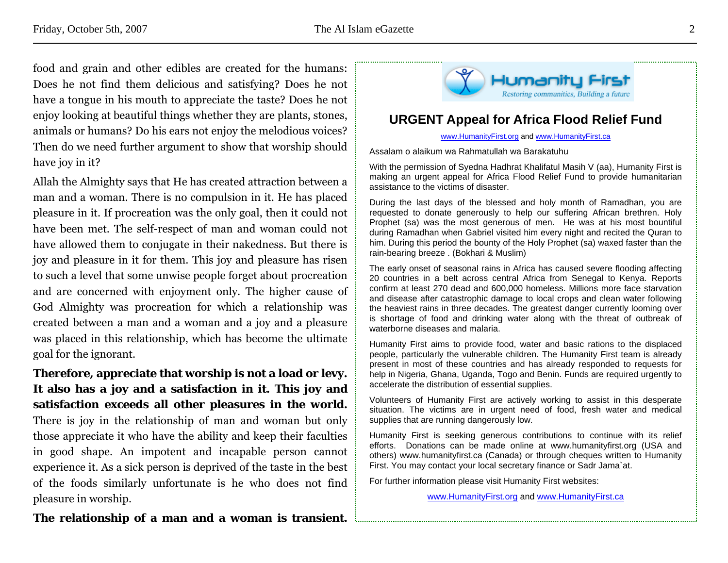food and grain and other edibles are created for the humans: Does he not find them delicious and satisfying? Does he not have a tongue in his mouth to appreciate the taste? Does he not enjoy looking at beautiful things whether they are plants, stones, animals or humans? Do his ears not enjoy the melodious voices? Then do we need further argument to show that worship should have joy in it?

Allah the Almighty says that He has created attraction between a man and a woman. There is no compulsion in it. He has placed pleasure in it. If procreation was the only goal, then it could not have been met. The self-respect of man and woman could not have allowed them to conjugate in their nakedness. But there is joy and pleasure in it for them. This joy and pleasure has risen to such a level that some unwise people forget about procreation and are concerned with enjoyment only. The higher cause of God Almighty was procreation for which a relationship was created between a man and a woman and a joy and a pleasure was placed in this relationship, which has become the ultimate goal for the ignorant.

**Therefore, appreciate that worship is not a load or levy. It also has a joy and a satisfaction in it. This joy and satisfaction exceeds all other pleasures in the world.** There is joy in the relationship of man and woman but only those appreciate it who have the ability and keep their faculties in good shape. An impotent and incapable person cannot experience it. As a sick person is deprived of the taste in the best of the foods similarly unfortunate is he who does not find pleasure in worship.

**The relationship of a man and a woman is transient.**

---

Humanity First

*Restoring communities, Building a future*

## URGENT Appeal for Africa Flood Relief Fund

www.HumanityFirst.org and www.HumanityFirst.ca

Assalam o alaikum wa Rahmatullah wa Barakatuhu

With the permission of Syedna Hadhrat Khalifatul Masih V (aa), Humanity First is making an urgent appeal for Africa Flood Relief Fund to provide humanitarian assistance to the victims of disaster.

During the last days of the blessed and holy month of Ramadhan, you are requested to donate generously to help our suffering African brethren. Holy Prophet (sa) was the most generous of men. He was at his most bountiful during Ramadhan when Gabriel visited him every night and recited the Quran to him. During this period the bounty of the Holy Prophet (sa) waxed faster than the rain-bearing breeze . (Bokhari & Muslim)

The early onset of seasonal rains in Africa has caused severe flooding affecting 20 countries in a belt across central Africa from Senegal to Kenya. Reports confirm at least 270 dead and 600,000 homeless. Millions more face starvation and disease after catastrophic damage to local crops and clean water following the heaviest rains in three decades. The greatest danger currently looming over is shortage of food and drinking water along with the threat of outbreak of waterborne diseases and malaria.

Humanity First aims to provide food, water and basic rations to the displaced people, particularly the vulnerable children. The Humanity First team is already present in most of these countries and has already responded to requests for help in Nigeria, Ghana, Uganda, Togo and Benin. Funds are required urgently to accelerate the distribution of essential supplies.

Volunteers of Humanity First are actively working to assist in this desperate situation. The victims are in urgent need of food, fresh water and medical supplies that are running dangerously low.

Humanity First is seeking generous contributions to continue with its relief efforts. Donations can be made online at www.humanityfirst.org (USA and others) www.humanityfirst.ca (Canada) or through cheques written to Humanity First. You may contact your local secretary finance or Sadr Jama`at.

For further information please visit Humanity First websites:

www.HumanityFirst.org and www.HumanityFirst.ca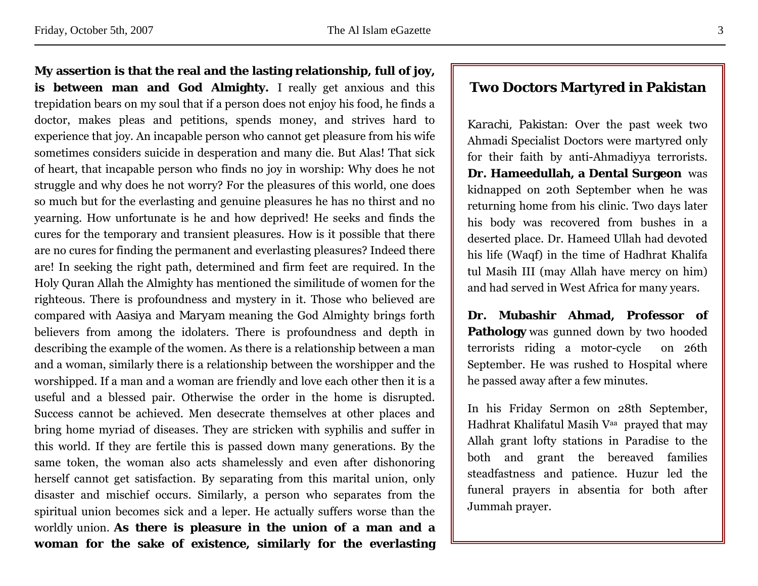**My assertion is that the real and the lasting relationship, full of joy, is between man and God Almighty.** I really get anxious and this trepidation bears on my soul that if a person does not enjoy his food, he finds a doctor, makes pleas and petitions, spends money, and strives hard to experience that joy. An incapable person who cannot get pleasure from his wife sometimes considers suicide in desperation and many die. But Alas! That sick of heart, that incapable person who finds no joy in worship: Why does he not struggle and why does he not worry? For the pleasures of this world, one does so much but for the everlasting and genuine pleasures he has no thirst and no yearning. How unfortunate is he and how deprived! He seeks and finds the cures for the temporary and transient pleasures. How is it possible that there are no cures for finding the permanent and everlasting pleasures? Indeed there are! In seeking the right path, determined and firm feet are required. In the Holy Quran Allah the Almighty has mentioned the similitude of women for the righteous. There is profoundness and mystery in it. Those who believed are compared with Aasiya and Maryam meaning the God Almighty brings forth believers from among the idolaters. There is profoundness and depth in describing the example of the women. As there is a relationship between a man and a woman, similarly there is a relationship between the worshipper and the worshipped. If a man and a woman are friendly and love each other then it is a useful and a blessed pair. Otherwise the order in the home is disrupted. Success cannot be achieved. Men desecrate themselves at other places and bring home myriad of diseases. They are stricken with syphilis and suffer in this world. If they are fertile this is passed down many generations. By the same token, the woman also acts shamelessly and even after dishonoring herself cannot get satisfaction. By separating from this marital union, only disaster and mischief occurs. Similarly, a person who separates from the spiritual union becomes sick and a leper. He actually suffers worse than the worldly union. **As there is pleasure in the union of a man and a woman for the sake of existence, similarly for the everlasting**

## Two Doctors Martyred in Pakistan

Karachi, Pakistan: Over the past week two Ahmadi Specialist Doctors were martyred only for their faith by anti-Ahmadiyya terrorists. **Dr. Hameedullah, a Dental Surgeon** was kidnapped on 20th September when he was returning home from his clinic. Two days later his body was recovered from bushes in a deserted place. Dr. Hameed Ullah had devoted his life (Waqf) in the time of Hadhrat Khalifa tul Masih III (may Allah have mercy on him) and had served in West Africa for many years.

**Dr. Mubashir Ahmad, Professor of Pathology** was gunned down by two hooded terrorists riding a motor-cycle on 26th September. He was rushed to Hospital where he passed away after a few minutes.

In his Friday Sermon on 28th September, Hadhrat Khalifatul Masih V[aa] prayed that may Allah grant lofty stations in Paradise to the both and grant the bereaved families steadfastness and patience. Huzur led the funeral prayers in absentia for both after Jummah prayer.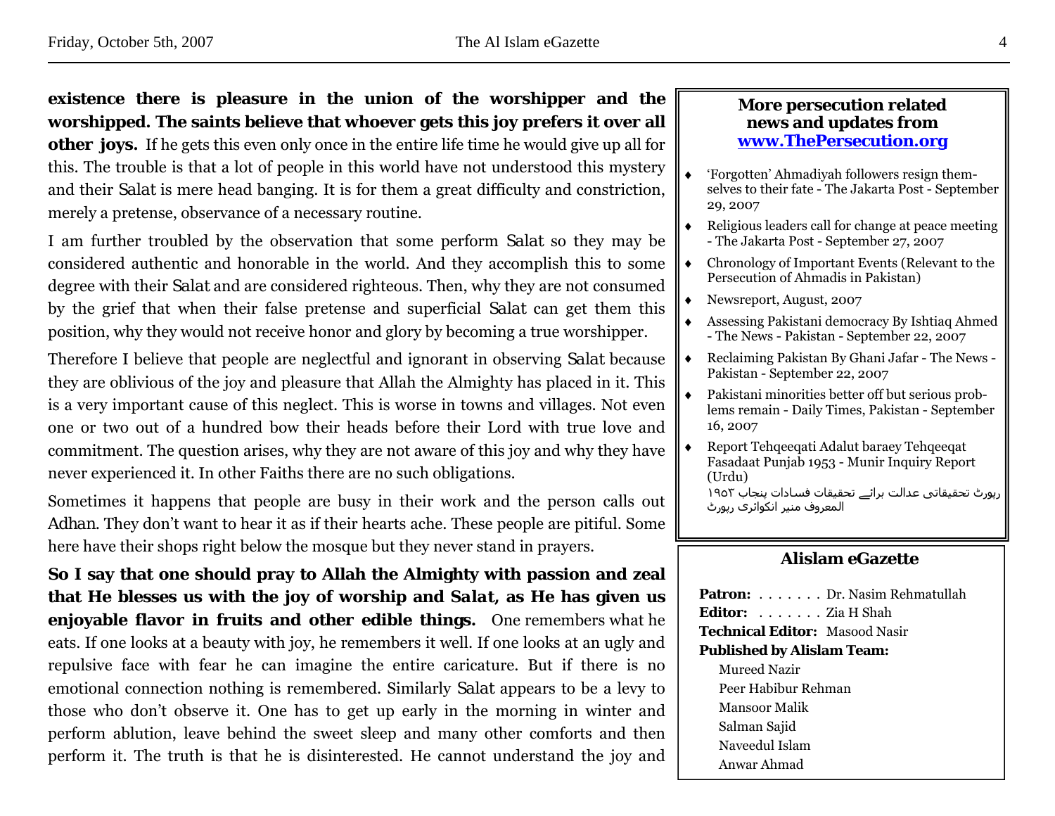**existence there is pleasure in the union of the worshipper and the worshipped. The saints believe that whoever gets this joy prefers it over all other joys.** If he gets this even only once in the entire life time he would give up all for this. The trouble is that a lot of people in this world have not understood this mystery and their Salat is mere head banging. It is for them a great difficulty and constriction, merely a pretense, observance of a necessary routine.

I am further troubled by the observation that some perform Salat so they may be considered authentic and honorable in the world. And they accomplish this to some degree with their Salat and are considered righteous. Then, why they are not consumed by the grief that when their false pretense and superficial Salat can get them this position, why they would not receive honor and glory by becoming a true worshipper.

Therefore I believe that people are neglectful and ignorant in observing Salat because they are oblivious of the joy and pleasure that Allah the Almighty has placed in it. This is a very important cause of this neglect. This is worse in towns and villages. Not even one or two out of a hundred bow their heads before their Lord with true love and commitment. The question arises, why they are not aware of this joy and why they have never experienced it. In other Faiths there are no such obligations.

Sometimes it happens that people are busy in their work and the person calls out Adhan. They don't want to hear it as if their hearts ache. These people are pitiful. Some here have their shops right below the mosque but they never stand in prayers.

**So I say that one should pray to Allah the Almighty with passion and zeal that He blesses us with the joy of worship and *Salat*, as He has given us enjoyable flavor in fruits and other edible things.** One remembers what he eats. If one looks at a beauty with joy, he remembers it well. If one looks at an ugly and repulsive face with fear he can imagine the entire caricature. But if there is no emotional connection nothing is remembered. Similarly Salat appears to be a levy to those who don't observe it. One has to get up early in the morning in winter and perform ablution, leave behind the sweet sleep and many other comforts and then perform it. The truth is that he is disinterested. He cannot understand the joy and

**More persecution related news and updates from [www.ThePersecution.org](www.ThePersecution.org)**

- 'Forgotten' Ahmadiyah followers resign themselves to their fate - The Jakarta Post - September 29, 2007
- Religious leaders call for change at peace meeting - The Jakarta Post - September 27, 2007
- Chronology of Important Events (Relevant to the Persecution of Ahmadis in Pakistan)
- Newsreport, August, 2007
- Assessing Pakistani democracy By Ishtiaq Ahmed - The News - Pakistan - September 22, 2007
- Reclaiming Pakistan By Ghani Jafar - The News - Pakistan - September 22, 2007
- Pakistani minorities better off but serious problems remain - Daily Times, Pakistan - September 16, 2007
- Report Tehqeeqati Adalut baraey Tehqeeqat Fasadaat Punjab 1953 - Munir Inquiry Report (Urdu) رپورٹ تحقیقاتی عدالت برائے تحقیقات فسادات پنجاب ۱۹۵۳ المعروف منیر انکوائری رپورٹ

**Alislam eGazette**

**Patron:** . . . . . . . Dr. Nasim Rehmatullah
**Editor:** . . . . . . . Zia H Shah
**Technical Editor:** Masood Nasir
**Published by Alislam Team:**
Mureed Nazir
Peer Habibur Rehman
Mansoor Malik
Salman Sajid
Naveedul Islam
Anwar Ahmad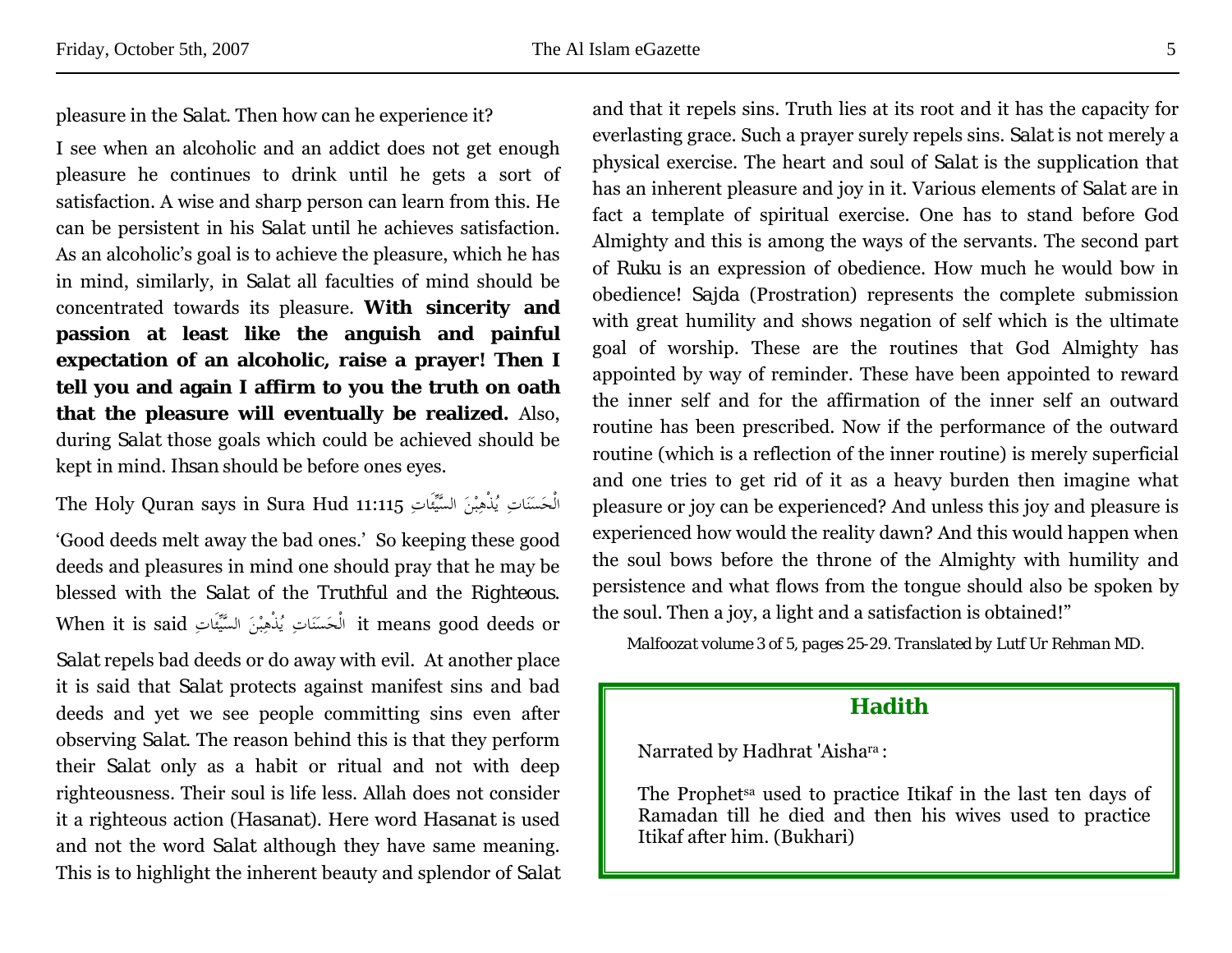pleasure in the Salat. Then how can he experience it?

I see when an alcoholic and an addict does not get enough pleasure he continues to drink until he gets a sort of satisfaction. A wise and sharp person can learn from this. He can be persistent in his Salat until he achieves satisfaction. As an alcoholic's goal is to achieve the pleasure, which he has in mind, similarly, in Salat all faculties of mind should be concentrated towards its pleasure. **With sincerity and passion at least like the anguish and painful expectation of an alcoholic, raise a prayer! Then I tell you and again I affirm to you the truth on oath that the pleasure will eventually be realized.** Also, during Salat those goals which could be achieved should be kept in mind. Ihsan should be before ones eyes.

The Holy Quran says in Sura Hud 11:115 الْحَسَنَاتِ يُذْهِبْنَ السَّيِّئَاتِ

'Good deeds melt away the bad ones.' So keeping these good deeds and pleasures in mind one should pray that he may be blessed with the Salat of the Truthful and the Righteous. When it is said الْحَسَنَاتِ يُذْهِبْنَ السَّيِّئَاتِ it means good deeds or Salat repels bad deeds or do away with evil. At another place it is said that Salat protects against manifest sins and bad deeds and yet we see people committing sins even after observing Salat. The reason behind this is that they perform their Salat only as a habit or ritual and not with deep righteousness. Their soul is life less. Allah does not consider it a righteous action (Hasanat). Here word Hasanat is used and not the word Salat although they have same meaning. This is to highlight the inherent beauty and splendor of Salat and that it repels sins. Truth lies at its root and it has the capacity for everlasting grace. Such a prayer surely repels sins. Salat is not merely a physical exercise. The heart and soul of Salat is the supplication that has an inherent pleasure and joy in it. Various elements of Salat are in fact a template of spiritual exercise. One has to stand before God Almighty and this is among the ways of the servants. The second part of Ruku is an expression of obedience. How much he would bow in obedience! Sajda (Prostration) represents the complete submission with great humility and shows negation of self which is the ultimate goal of worship. These are the routines that God Almighty has appointed by way of reminder. These have been appointed to reward the inner self and for the affirmation of the inner self an outward routine has been prescribed. Now if the performance of the outward routine (which is a reflection of the inner routine) is merely superficial and one tries to get rid of it as a heavy burden then imagine what pleasure or joy can be experienced? And unless this joy and pleasure is experienced how would the reality dawn? And this would happen when the soul bows before the throne of the Almighty with humility and persistence and what flows from the tongue should also be spoken by the soul. Then a joy, a light and a satisfaction is obtained!"

*Malfoozat volume 3 of 5, pages 25-29. Translated by Lutf Ur Rehman MD.*

## Hadith

Narrated by Hadhrat 'Aisha[ra] :

The Prophet[sa] used to practice Itikaf in the last ten days of Ramadan till he died and then his wives used to practice Itikaf after him. (Bukhari)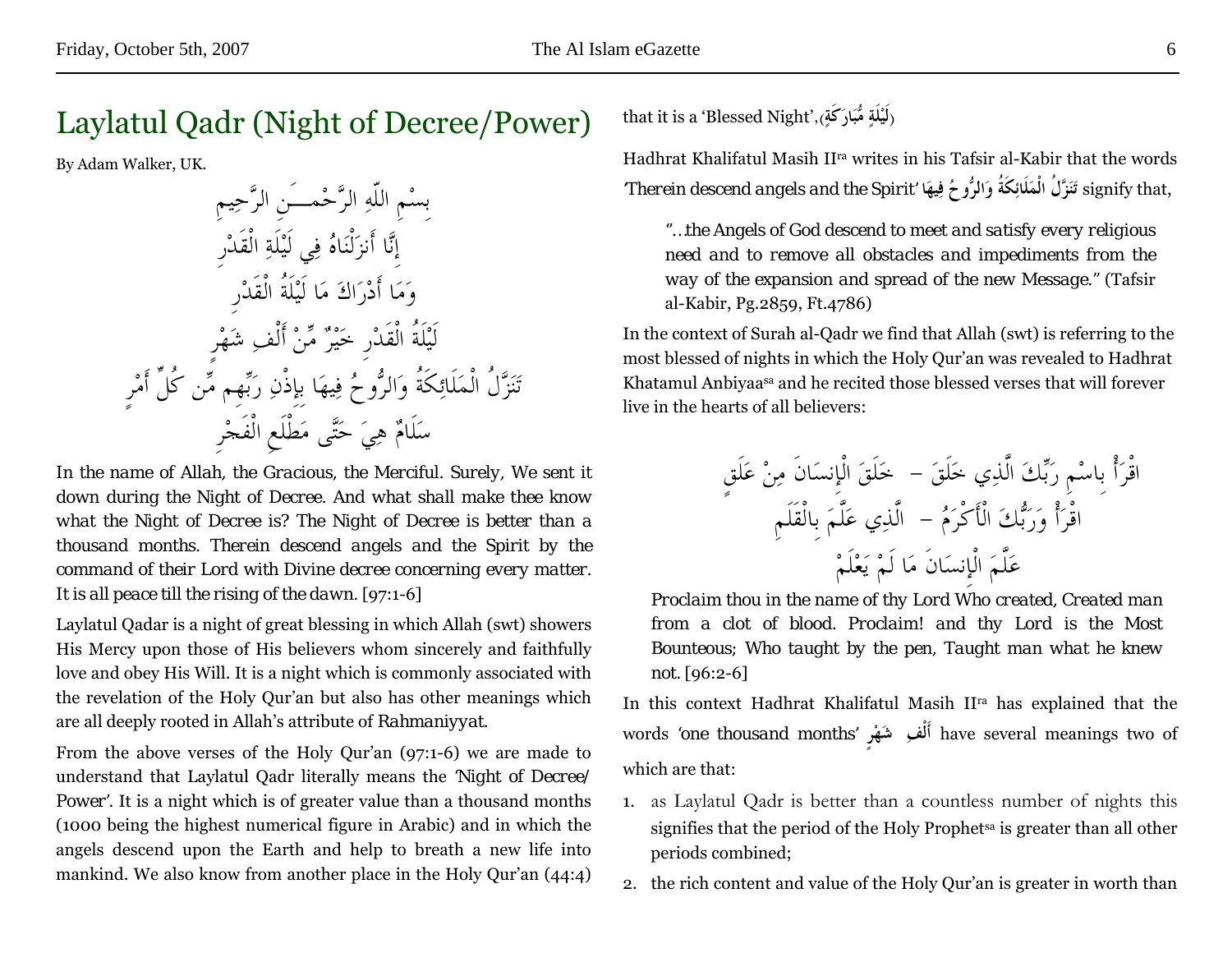# Laylatul Qadr (Night of Decree/Power)

By Adam Walker, UK.

بِسْمِ اللّهِ الرَّحْمـَنِ الرَّحِيمِ
إِنَّا أَنزَلْنَاهُ فِي لَيْلَةِ الْقَدْرِ
وَمَا أَدْرَاكَ مَا لَيْلَةُ الْقَدْرِ
لَيْلَةُ الْقَدْرِ خَيْرٌ مِّنْ أَلْفِ شَهْرٍ
تَنَزَّلُ الْمَلَائِكَةُ وَالرُّوحُ فِيهَا بِإِذْنِ رَبِّهِم مِّن كُلِّ أَمْرٍ
سَلَامٌ هِيَ حَتَّى مَطْلَعِ الْفَجْرِ

In the name of Allah, the Gracious, the Merciful. Surely, We sent it down during the Night of Decree. And what shall make thee know what the Night of Decree is? The Night of Decree is better than a thousand months. Therein descend angels and the Spirit by the command of their Lord with Divine decree concerning every matter. It is all peace till the rising of the dawn. [97:1-6]

Laylatul Qadar is a night of great blessing in which Allah (swt) showers His Mercy upon those of His believers whom sincerely and faithfully love and obey His Will. It is a night which is commonly associated with the revelation of the Holy Qur'an but also has other meanings which are all deeply rooted in Allah's attribute of Rahmaniyyat.

From the above verses of the Holy Qur'an (97:1-6) we are made to understand that Laylatul Qadr literally means the 'Night of Decree/Power'. It is a night which is of greater value than a thousand months (1000 being the highest numerical figure in Arabic) and in which the angels descend upon the Earth and help to breath a new life into mankind. We also know from another place in the Holy Qur'an (44:4) that it is a 'Blessed Night',(لَيْلَةٍ مُّبَارَكَةٍ)

Hadhrat Khalifatul Masih II[ra] writes in his Tafsir al-Kabir that the words 'Therein descend angels and the Spirit' تَنَزَّلُ الْمَلَائِكَةُ وَالرُّوحُ فِيهَا signify that,

> "...the Angels of God descend to meet and satisfy every religious need and to remove all obstacles and impediments from the way of the expansion and spread of the new Message." (Tafsir al-Kabir, Pg.2859, Ft.4786)

In the context of Surah al-Qadr we find that Allah (swt) is referring to the most blessed of nights in which the Holy Qur'an was revealed to Hadhrat Khatamul Anbiyaa[sa] and he recited those blessed verses that will forever live in the hearts of all believers:

اقْرَأْ بِاسْمِ رَبِّكَ الَّذِي خَلَقَ – خَلَقَ الْإِنسَانَ مِنْ عَلَقٍ
اقْرَأْ وَرَبُّكَ الْأَكْرَمُ – الَّذِي عَلَّمَ بِالْقَلَمِ
عَلَّمَ الْإِنسَانَ مَا لَمْ يَعْلَمْ

> Proclaim thou in the name of thy Lord Who created, Created man from a clot of blood. Proclaim! and thy Lord is the Most Bounteous; Who taught by the pen, Taught man what he knew not. [96:2-6]

In this context Hadhrat Khalifatul Masih II[ra] has explained that the words 'one thousand months' أَلْفِ شَهْرٍ have several meanings two of which are that:

1. as Laylatul Qadr is better than a countless number of nights this signifies that the period of the Holy Prophet[sa] is greater than all other periods combined;
2. the rich content and value of the Holy Qur'an is greater in worth than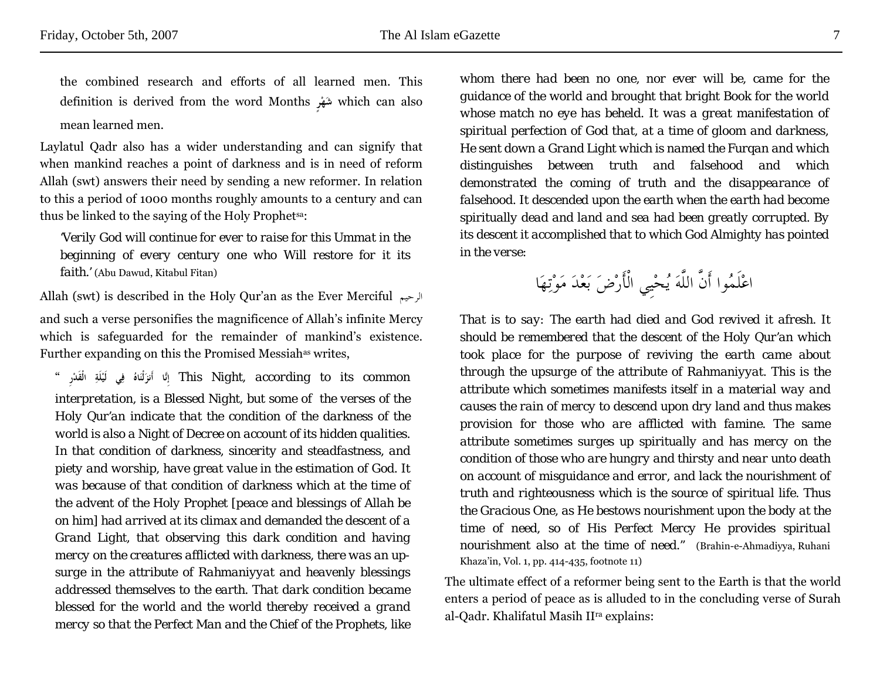the combined research and efforts of all learned men. This definition is derived from the word Months شَهْرٍ which can also mean learned men.

Laylatul Qadr also has a wider understanding and can signify that when mankind reaches a point of darkness and is in need of reform Allah (swt) answers their need by sending a new reformer. In relation to this a period of 1000 months roughly amounts to a century and can thus be linked to the saying of the Holy Prophet[sa]:

> *'Verily God will continue for ever to raise for this Ummat in the beginning of every century one who Will restore for it its faith.'* (Abu Dawud, Kitabul Fitan)

Allah (swt) is described in the Holy Qur'an as the Ever Merciful الرحيم and such a verse personifies the magnificence of Allah's infinite Mercy which is safeguarded for the remainder of mankind's existence. Further expanding on this the Promised Messiah[as] writes,

> *" إِنَّا أَنزَلْنَاهُ فِي لَيْلَةِ الْقَدْرِ This Night, according to its common interpretation, is a Blessed Night, but some of the verses of the Holy Qur'an indicate that the condition of the darkness of the world is also a Night of Decree on account of its hidden qualities. In that condition of darkness, sincerity and steadfastness, and piety and worship, have great value in the estimation of God. It was because of that condition of darkness which at the time of the advent of the Holy Prophet [peace and blessings of Allah be on him] had arrived at its climax and demanded the descent of a Grand Light, that observing this dark condition and having mercy on the creatures afflicted with darkness, there was an upsurge in the attribute of Rahmaniyyat and heavenly blessings addressed themselves to the earth. That dark condition became blessed for the world and the world thereby received a grand mercy so that the Perfect Man and the Chief of the Prophets, like whom there had been no one, nor ever will be, came for the guidance of the world and brought that bright Book for the world whose match no eye has beheld. It was a great manifestation of spiritual perfection of God that, at a time of gloom and darkness, He sent down a Grand Light which is named the Furqan and which distinguishes between truth and falsehood and which demonstrated the coming of truth and the disappearance of falsehood. It descended upon the earth when the earth had become spiritually dead and land and sea had been greatly corrupted. By its descent it accomplished that to which God Almighty has pointed in the verse:*
>
> اعْلَمُوا أَنَّ اللَّهَ يُحْيِي الْأَرْضَ بَعْدَ مَوْتِهَا
>
> *That is to say: The earth had died and God revived it afresh. It should be remembered that the descent of the Holy Qur'an which took place for the purpose of reviving the earth came about through the upsurge of the attribute of Rahmaniyyat. This is the attribute which sometimes manifests itself in a material way and causes the rain of mercy to descend upon dry land and thus makes provision for those who are afflicted with famine. The same attribute sometimes surges up spiritually and has mercy on the condition of those who are hungry and thirsty and near unto death on account of misguidance and error, and lack the nourishment of truth and righteousness which is the source of spiritual life. Thus the Gracious One, as He bestows nourishment upon the body at the time of need, so of His Perfect Mercy He provides spiritual nourishment also at the time of need."* (Brahin-e-Ahmadiyya, Ruhani Khaza'in, Vol. 1, pp. 414-435, footnote 11)

The ultimate effect of a reformer being sent to the Earth is that the world enters a period of peace as is alluded to in the concluding verse of Surah al-Qadr. Khalifatul Masih II[ra] explains: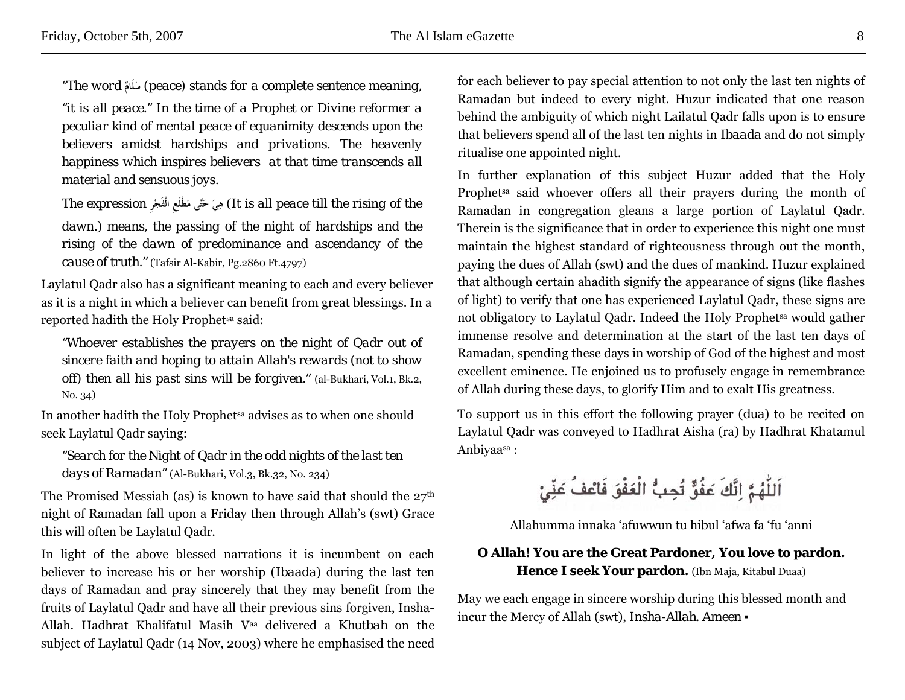"The word سَلَامٌ (peace) stands for a complete sentence meaning, "it is all peace." In the time of a Prophet or Divine reformer a peculiar kind of mental peace of equanimity descends upon the believers amidst hardships and privations. The heavenly happiness which inspires believers at that time transcends all material and sensuous joys.

The expression هِيَ حَتَّى مَطْلَعِ الفَجْرِ (It is all peace till the rising of the dawn.) means, the passing of the night of hardships and the rising of the dawn of predominance and ascendancy of the cause of truth." (Tafsir Al-Kabir, Pg.2860 Ft.4797)

Laylatul Qadr also has a significant meaning to each and every believer as it is a night in which a believer can benefit from great blessings. In a reported hadith the Holy Prophet[sa] said:

"Whoever establishes the prayers on the night of Qadr out of sincere faith and hoping to attain Allah's rewards (not to show off) then all his past sins will be forgiven." (al-Bukhari, Vol.1, Bk.2, No. 34)

In another hadith the Holy Prophet[sa] advises as to when one should seek Laylatul Qadr saying:

"Search for the Night of Qadr in the odd nights of the last ten days of Ramadan" (Al-Bukhari, Vol.3, Bk.32, No. 234)

The Promised Messiah (as) is known to have said that should the 27th night of Ramadan fall upon a Friday then through Allah's (swt) Grace this will often be Laylatul Qadr.

In light of the above blessed narrations it is incumbent on each believer to increase his or her worship (Ibaada) during the last ten days of Ramadan and pray sincerely that they may benefit from the fruits of Laylatul Qadr and have all their previous sins forgiven, Insha-Allah. Hadhrat Khalifatul Masih V[aa] delivered a Khutbah on the subject of Laylatul Qadr (14 Nov, 2003) where he emphasised the need for each believer to pay special attention to not only the last ten nights of Ramadan but indeed to every night. Huzur indicated that one reason behind the ambiguity of which night Lailatul Qadr falls upon is to ensure that believers spend all of the last ten nights in Ibaada and do not simply ritualise one appointed night.

In further explanation of this subject Huzur added that the Holy Prophet[sa] said whoever offers all their prayers during the month of Ramadan in congregation gleans a large portion of Laylatul Qadr. Therein is the significance that in order to experience this night one must maintain the highest standard of righteousness through out the month, paying the dues of Allah (swt) and the dues of mankind. Huzur explained that although certain ahadith signify the appearance of signs (like flashes of light) to verify that one has experienced Laylatul Qadr, these signs are not obligatory to Laylatul Qadr. Indeed the Holy Prophet[sa] would gather immense resolve and determination at the start of the last ten days of Ramadan, spending these days in worship of God of the highest and most excellent eminence. He enjoined us to profusely engage in remembrance of Allah during these days, to glorify Him and to exalt His greatness.

To support us in this effort the following prayer (dua) to be recited on Laylatul Qadr was conveyed to Hadhrat Aisha (ra) by Hadhrat Khatamul Anbiyaa[sa] :

اَللّٰهُمَّ اِنَّكَ عَفُوٌّ تُحِبُّ الْعَفْوَ فَاعْفُ عَنِّيْ

Allahumma innaka 'afuwwun tu hibul 'afwa fa 'fu 'anni

**O Allah! You are the Great Pardoner, You love to pardon. Hence I seek Your pardon.** (Ibn Maja, Kitabul Duaa)

May we each engage in sincere worship during this blessed month and incur the Mercy of Allah (swt), Insha-Allah. Ameen ▪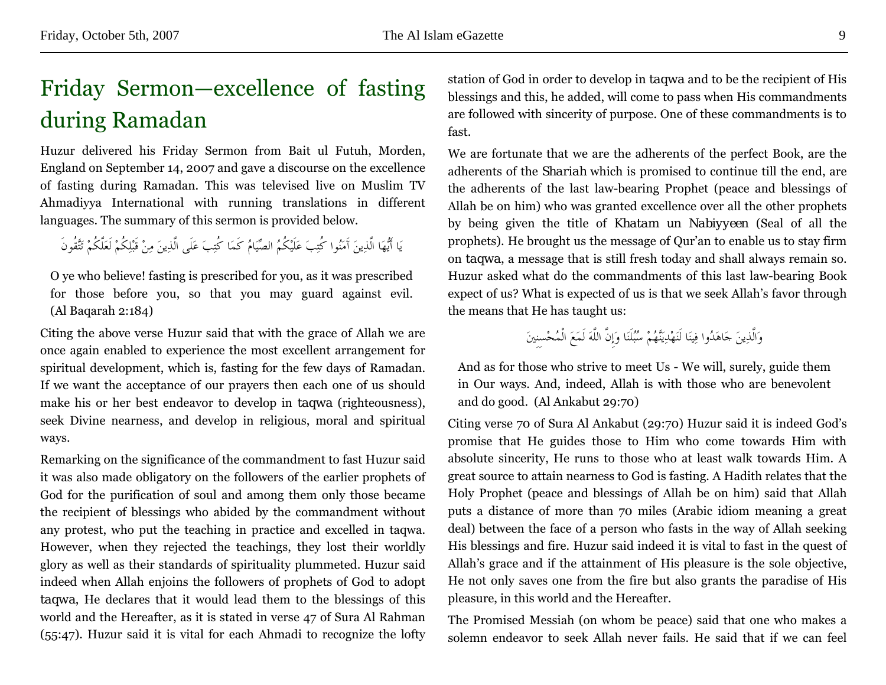// Friday Sermon—excellence of fasting during Ramadan

Huzur delivered his Friday Sermon from Bait ul Futuh, Morden, England on September 14, 2007 and gave a discourse on the excellence of fasting during Ramadan. This was televised live on Muslim TV Ahmadiyya International with running translations in different languages. The summary of this sermon is provided below.

يَا أَيُّهَا الَّذِينَ آمَنُوا كُتِبَ عَلَيْكُمُ الصِّيَامُ كَمَا كُتِبَ عَلَى الَّذِينَ مِنْ قَبْلِكُمْ لَعَلَّكُمْ تَتَّقُونَ

> O ye who believe! fasting is prescribed for you, as it was prescribed for those before you, so that you may guard against evil. (Al Baqarah 2:184)

Citing the above verse Huzur said that with the grace of Allah we are once again enabled to experience the most excellent arrangement for spiritual development, which is, fasting for the few days of Ramadan. If we want the acceptance of our prayers then each one of us should make his or her best endeavor to develop in taqwa (righteousness), seek Divine nearness, and develop in religious, moral and spiritual ways.

Remarking on the significance of the commandment to fast Huzur said it was also made obligatory on the followers of the earlier prophets of God for the purification of soul and among them only those became the recipient of blessings who abided by the commandment without any protest, who put the teaching in practice and excelled in taqwa. However, when they rejected the teachings, they lost their worldly glory as well as their standards of spirituality plummeted. Huzur said indeed when Allah enjoins the followers of prophets of God to adopt taqwa, He declares that it would lead them to the blessings of this world and the Hereafter, as it is stated in verse 47 of Sura Al Rahman (55:47). Huzur said it is vital for each Ahmadi to recognize the lofty station of God in order to develop in taqwa and to be the recipient of His blessings and this, he added, will come to pass when His commandments are followed with sincerity of purpose. One of these commandments is to fast.

We are fortunate that we are the adherents of the perfect Book, are the adherents of the Shariah which is promised to continue till the end, are the adherents of the last law-bearing Prophet (peace and blessings of Allah be on him) who was granted excellence over all the other prophets by being given the title of Khatam un Nabiyyeen (Seal of all the prophets). He brought us the message of Qur'an to enable us to stay firm on taqwa, a message that is still fresh today and shall always remain so. Huzur asked what do the commandments of this last law-bearing Book expect of us? What is expected of us is that we seek Allah's favor through the means that He has taught us:

وَالَّذِينَ جَاهَدُوا فِينَا لَنَهْدِيَنَّهُمْ سُبُلَنَا وَإِنَّ اللَّهَ لَمَعَ الْمُحْسِنِينَ

> And as for those who strive to meet Us - We will, surely, guide them in Our ways. And, indeed, Allah is with those who are benevolent and do good. (Al Ankabut 29:70)

Citing verse 70 of Sura Al Ankabut (29:70) Huzur said it is indeed God's promise that He guides those to Him who come towards Him with absolute sincerity, He runs to those who at least walk towards Him. A great source to attain nearness to God is fasting. A Hadith relates that the Holy Prophet (peace and blessings of Allah be on him) said that Allah puts a distance of more than 70 miles (Arabic idiom meaning a great deal) between the face of a person who fasts in the way of Allah seeking His blessings and fire. Huzur said indeed it is vital to fast in the quest of Allah's grace and if the attainment of His pleasure is the sole objective, He not only saves one from the fire but also grants the paradise of His pleasure, in this world and the Hereafter.

The Promised Messiah (on whom be peace) said that one who makes a solemn endeavor to seek Allah never fails. He said that if we can feel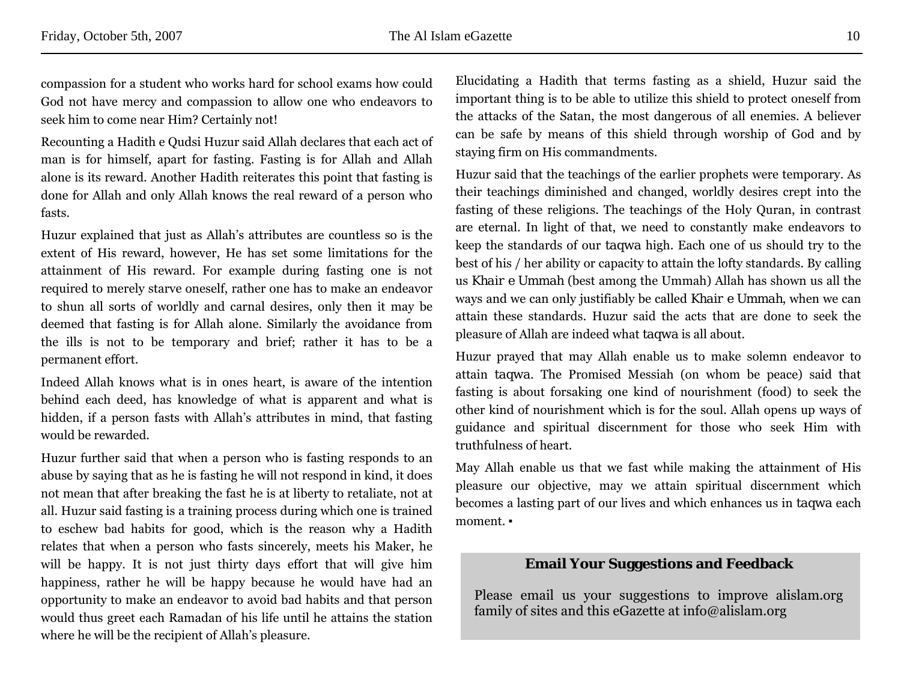compassion for a student who works hard for school exams how could God not have mercy and compassion to allow one who endeavors to seek him to come near Him? Certainly not!

Recounting a Hadith e Qudsi Huzur said Allah declares that each act of man is for himself, apart for fasting. Fasting is for Allah and Allah alone is its reward. Another Hadith reiterates this point that fasting is done for Allah and only Allah knows the real reward of a person who fasts.

Huzur explained that just as Allah's attributes are countless so is the extent of His reward, however, He has set some limitations for the attainment of His reward. For example during fasting one is not required to merely starve oneself, rather one has to make an endeavor to shun all sorts of worldly and carnal desires, only then it may be deemed that fasting is for Allah alone. Similarly the avoidance from the ills is not to be temporary and brief; rather it has to be a permanent effort.

Indeed Allah knows what is in ones heart, is aware of the intention behind each deed, has knowledge of what is apparent and what is hidden, if a person fasts with Allah's attributes in mind, that fasting would be rewarded.

Huzur further said that when a person who is fasting responds to an abuse by saying that as he is fasting he will not respond in kind, it does not mean that after breaking the fast he is at liberty to retaliate, not at all. Huzur said fasting is a training process during which one is trained to eschew bad habits for good, which is the reason why a Hadith relates that when a person who fasts sincerely, meets his Maker, he will be happy. It is not just thirty days effort that will give him happiness, rather he will be happy because he would have had an opportunity to make an endeavor to avoid bad habits and that person would thus greet each Ramadan of his life until he attains the station where he will be the recipient of Allah's pleasure.

Elucidating a Hadith that terms fasting as a shield, Huzur said the important thing is to be able to utilize this shield to protect oneself from the attacks of the Satan, the most dangerous of all enemies. A believer can be safe by means of this shield through worship of God and by staying firm on His commandments.

Huzur said that the teachings of the earlier prophets were temporary. As their teachings diminished and changed, worldly desires crept into the fasting of these religions. The teachings of the Holy Quran, in contrast are eternal. In light of that, we need to constantly make endeavors to keep the standards of our taqwa high. Each one of us should try to the best of his / her ability or capacity to attain the lofty standards. By calling us Khair e Ummah (best among the Ummah) Allah has shown us all the ways and we can only justifiably be called Khair e Ummah, when we can attain these standards. Huzur said the acts that are done to seek the pleasure of Allah are indeed what taqwa is all about.

Huzur prayed that may Allah enable us to make solemn endeavor to attain taqwa. The Promised Messiah (on whom be peace) said that fasting is about forsaking one kind of nourishment (food) to seek the other kind of nourishment which is for the soul. Allah opens up ways of guidance and spiritual discernment for those who seek Him with truthfulness of heart.

May Allah enable us that we fast while making the attainment of His pleasure our objective, may we attain spiritual discernment which becomes a lasting part of our lives and which enhances us in taqwa each moment. ▪

**Email Your Suggestions and Feedback**

Please email us your suggestions to improve alislam.org family of sites and this eGazette at info@alislam.org